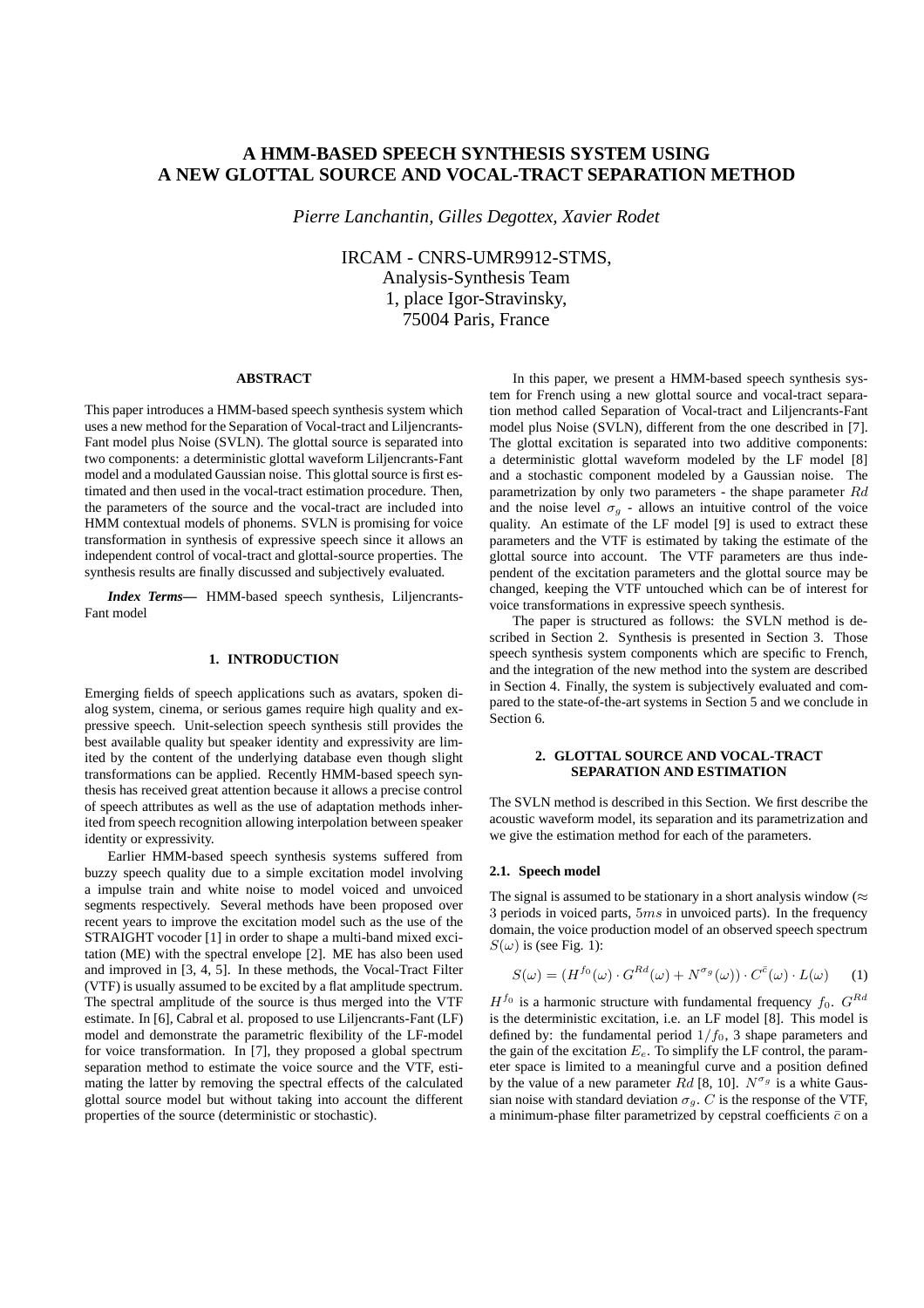# A HMM-BASED SPEECH SYNTHESIS SYSTEM USING A NEW GLOTTAL SOURCE AND VOCAL-TRACT SEPARATION METHOD

*Pierre Lanchantin, Gilles Degottex, Xavier Rodet*

IRCAM - CNRS-UMR9912-STMS,
Analysis-Synthesis Team
1, place Igor-Stravinsky,
75004 Paris, France

## ABSTRACT

This paper introduces a HMM-based speech synthesis system which uses a new method for the Separation of Vocal-tract and Liljencrants-Fant model plus Noise (SVLN). The glottal source is separated into two components: a deterministic glottal waveform Liljencrants-Fant model and a modulated Gaussian noise. This glottal source is first estimated and then used in the vocal-tract estimation procedure. Then, the parameters of the source and the vocal-tract are included into HMM contextual models of phonems. SVLN is promising for voice transformation in synthesis of expressive speech since it allows an independent control of vocal-tract and glottal-source properties. The synthesis results are finally discussed and subjectively evaluated.

***Index Terms*—** HMM-based speech synthesis, Liljencrants-Fant model

## 1. INTRODUCTION

Emerging fields of speech applications such as avatars, spoken dialog system, cinema, or serious games require high quality and expressive speech. Unit-selection speech synthesis still provides the best available quality but speaker identity and expressivity are limited by the content of the underlying database even though slight transformations can be applied. Recently HMM-based speech synthesis has received great attention because it allows a precise control of speech attributes as well as the use of adaptation methods inherited from speech recognition allowing interpolation between speaker identity or expressivity.

Earlier HMM-based speech synthesis systems suffered from buzzy speech quality due to a simple excitation model involving a impulse train and white noise to model voiced and unvoiced segments respectively. Several methods have been proposed over recent years to improve the excitation model such as the use of the STRAIGHT vocoder [1] in order to shape a multi-band mixed excitation (ME) with the spectral envelope [2]. ME has also been used and improved in [3, 4, 5]. In these methods, the Vocal-Tract Filter (VTF) is usually assumed to be excited by a flat amplitude spectrum. The spectral amplitude of the source is thus merged into the VTF estimate. In [6], Cabral et al. proposed to use Liljencrants-Fant (LF) model and demonstrate the parametric flexibility of the LF-model for voice transformation. In [7], they proposed a global spectrum separation method to estimate the voice source and the VTF, estimating the latter by removing the spectral effects of the calculated glottal source model but without taking into account the different properties of the source (deterministic or stochastic).

In this paper, we present a HMM-based speech synthesis system for French using a new glottal source and vocal-tract separation method called Separation of Vocal-tract and Liljencrants-Fant model plus Noise (SVLN), different from the one described in [7]. The glottal excitation is separated into two additive components: a deterministic glottal waveform modeled by the LF model [8] and a stochastic component modeled by a Gaussian noise. The parametrization by only two parameters - the shape parameter $Rd$ and the noise level $\sigma_g$ - allows an intuitive control of the voice quality. An estimate of the LF model [9] is used to extract these parameters and the VTF is estimated by taking the estimate of the glottal source into account. The VTF parameters are thus independent of the excitation parameters and the glottal source may be changed, keeping the VTF untouched which can be of interest for voice transformations in expressive speech synthesis.

The paper is structured as follows: the SVLN method is described in Section 2. Synthesis is presented in Section 3. Those speech synthesis system components which are specific to French, and the integration of the new method into the system are described in Section 4. Finally, the system is subjectively evaluated and compared to the state-of-the-art systems in Section 5 and we conclude in Section 6.

## 2. GLOTTAL SOURCE AND VOCAL-TRACT SEPARATION AND ESTIMATION

The SVLN method is described in this Section. We first describe the acoustic waveform model, its separation and its parametrization and we give the estimation method for each of the parameters.

### 2.1. Speech model

The signal is assumed to be stationary in a short analysis window ($\approx$ 3 periods in voiced parts, $5ms$ in unvoiced parts). In the frequency domain, the voice production model of an observed speech spectrum $S(\omega)$ is (see Fig. 1):

$$S(\omega) = (H^{f_0}(\omega) \cdot G^{Rd}(\omega) + N^{\sigma_g}(\omega)) \cdot C^{\bar{c}}(\omega) \cdot L(\omega) \qquad (1)$$

$H^{f_0}$ is a harmonic structure with fundamental frequency $f_0$. $G^{Rd}$ is the deterministic excitation, i.e. an LF model [8]. This model is defined by: the fundamental period $1/f_0$, 3 shape parameters and the gain of the excitation $E_e$. To simplify the LF control, the parameter space is limited to a meaningful curve and a position defined by the value of a new parameter $Rd$ [8, 10]. $N^{\sigma_g}$ is a white Gaussian noise with standard deviation $\sigma_g$. $C$ is the response of the VTF, a minimum-phase filter parametrized by cepstral coefficients $\bar{c}$ on a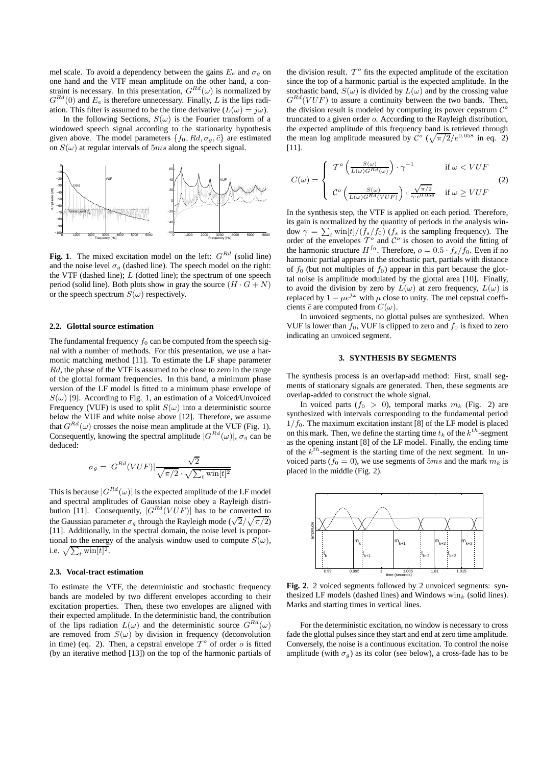mel scale. To avoid a dependency between the gains $E_e$ and $\sigma_g$ on one hand and the VTF mean amplitude on the other hand, a constraint is necessary. In this presentation, $G^{Rd}(\omega)$ is normalized by $G^{Rd}(0)$ and $E_e$ is therefore unnecessary. Finally, $L$ is the lips radiation. This filter is assumed to be the time derivative ($L(\omega) = j\omega$).

In the following Sections, $S(\omega)$ is the Fourier transform of a windowed speech signal according to the stationarity hypothesis given above. The model parameters $\{f_0, Rd, \sigma_g, \bar{c}\}$ are estimated on $S(\omega)$ at regular intervals of $5ms$ along the speech signal.

**Fig. 1**. The mixed excitation model on the left: $G^{Rd}$ (solid line) and the noise level $\sigma_g$ (dashed line). The speech model on the right: the VTF (dashed line); $L$ (dotted line); the spectrum of one speech period (solid line). Both plots show in gray the source $(H \cdot G + N)$ or the speech spectrum $S(\omega)$ respectively.

### 2.2. Glottal source estimation

The fundamental frequency $f_0$ can be computed from the speech signal with a number of methods. For this presentation, we use a harmonic matching method [11]. To estimate the LF shape parameter $Rd$, the phase of the VTF is assumed to be close to zero in the range of the glottal formant frequencies. In this band, a minimum phase version of the LF model is fitted to a minimum phase envelope of $S(\omega)$ [9]. According to Fig. 1, an estimation of a Voiced/Unvoiced Frequency (VUF) is used to split $S(\omega)$ into a deterministic source below the VUF and white noise above [12]. Therefore, we assume that $G^{Rd}(\omega)$ crosses the noise mean amplitude at the VUF (Fig. 1). Consequently, knowing the spectral amplitude $|G^{Rd}(\omega)|$, $\sigma_g$ can be deduced:

$$\sigma_g = |G^{Rd}(VUF)| \frac{\sqrt{2}}{\sqrt{\pi/2} \cdot \sqrt{\sum_t \text{win}[t]^2}}$$

This is because $|G^{Rd}(\omega)|$ is the expected amplitude of the LF model and spectral amplitudes of Gaussian noise obey a Rayleigh distribution [11]. Consequently, $|G^{Rd}(VUF)|$ has to be converted to the Gaussian parameter $\sigma_g$ through the Rayleigh mode ($\sqrt{2}/\sqrt{\pi/2}$) [11]. Additionally, in the spectral domain, the noise level is proportional to the energy of the analysis window used to compute $S(\omega)$, i.e. $\sqrt{\sum_t \text{win}[t]^2}$.

### 2.3. Vocal-tract estimation

To estimate the VTF, the deterministic and stochastic frequency bands are modeled by two different envelopes according to their excitation properties. Then, these two envelopes are aligned with their expected amplitude. In the deterministic band, the contribution of the lips radiation $L(\omega)$ and the deterministic source $G^{Rd}(\omega)$ are removed from $S(\omega)$ by division in frequency (deconvolution in time) (eq. 2). Then, a cepstral envelope $\mathcal{T}^o$ of order $o$ is fitted (by an iterative method [13]) on the top of the harmonic partials of the division result. $\mathcal{T}^o$ fits the expected amplitude of the excitation since the top of a harmonic partial is the expected amplitude. In the stochastic band, $S(\omega)$ is divided by $L(\omega)$ and by the crossing value $G^{Rd}(VUF)$ to assure a continuity between the two bands. Then, the division result is modeled by computing its power cepstrum $\mathcal{C}^o$ truncated to a given order $o$. According to the Rayleigh distribution, the expected amplitude of this frequency band is retrieved through the mean log amplitude measured by $\mathcal{C}^o$ ($\sqrt{\pi/2}/e^{0.058}$ in eq. 2) [11].

$$C(\omega) = \begin{cases} \mathcal{T}^o\left(\frac{S(\omega)}{L(\omega)G^{Rd}(\omega)}\right) \cdot \gamma^{-1} & \text{if } \omega < VUF \\ \mathcal{C}^o\left(\frac{S(\omega)}{L(\omega)G^{Rd}(VUF)}\right) \cdot \frac{\sqrt{\pi/2}}{\gamma \cdot e^{0.058}} & \text{if } \omega \geq VUF \end{cases} \tag{2}$$

In the synthesis step, the VTF is applied on each period. Therefore, its gain is normalized by the quantity of periods in the analysis window $\gamma = \sum_t \text{win}[t]/(f_s/f_0)$ ($f_s$ is the sampling frequency). The order of the envelopes $\mathcal{T}^o$ and $\mathcal{C}^o$ is chosen to avoid the fitting of the harmonic structure $H^{f_0}$. Therefore, $o = 0.5 \cdot f_s/f_0$. Even if no harmonic partial appears in the stochastic part, partials with distance of $f_0$ (but not multiples of $f_0$) appear in this part because the glottal noise is amplitude modulated by the glottal area [10]. Finally, to avoid the division by zero by $L(\omega)$ at zero frequency, $L(\omega)$ is replaced by $1 - \mu e^{j\omega}$ with $\mu$ close to unity. The mel cepstral coefficients $\bar{c}$ are computed from $C(\omega)$.

In unvoiced segments, no glottal pulses are synthesized. When VUF is lower than $f_0$, VUF is clipped to zero and $f_0$ is fixed to zero indicating an unvoiced segment.

## 3. SYNTHESIS BY SEGMENTS

The synthesis process is an overlap-add method: First, small segments of stationary signals are generated. Then, these segments are overlap-added to construct the whole signal.

In voiced parts ($f_0 > 0$), temporal marks $m_k$ (Fig. 2) are synthesized with intervals corresponding to the fundamental period $1/f_0$. The maximum excitation instant [8] of the LF model is placed on this mark. Then, we define the starting time $t_k$ of the $k^{th}$-segment as the opening instant [8] of the LF model. Finally, the ending time of the $k^{th}$-segment is the starting time of the next segment. In unvoiced parts ($f_0 = 0$), we use segments of $5ms$ and the mark $m_k$ is placed in the middle (Fig. 2).

**Fig. 2**. 2 voiced segments followed by 2 unvoiced segments: synthesized LF models (dashed lines) and Windows $\text{win}_k$ (solid lines). Marks and starting times in vertical lines.

For the deterministic excitation, no window is necessary to cross fade the glottal pulses since they start and end at zero time amplitude. Conversely, the noise is a continuous excitation. To control the noise amplitude (with $\sigma_g$) as its color (see below), a cross-fade has to be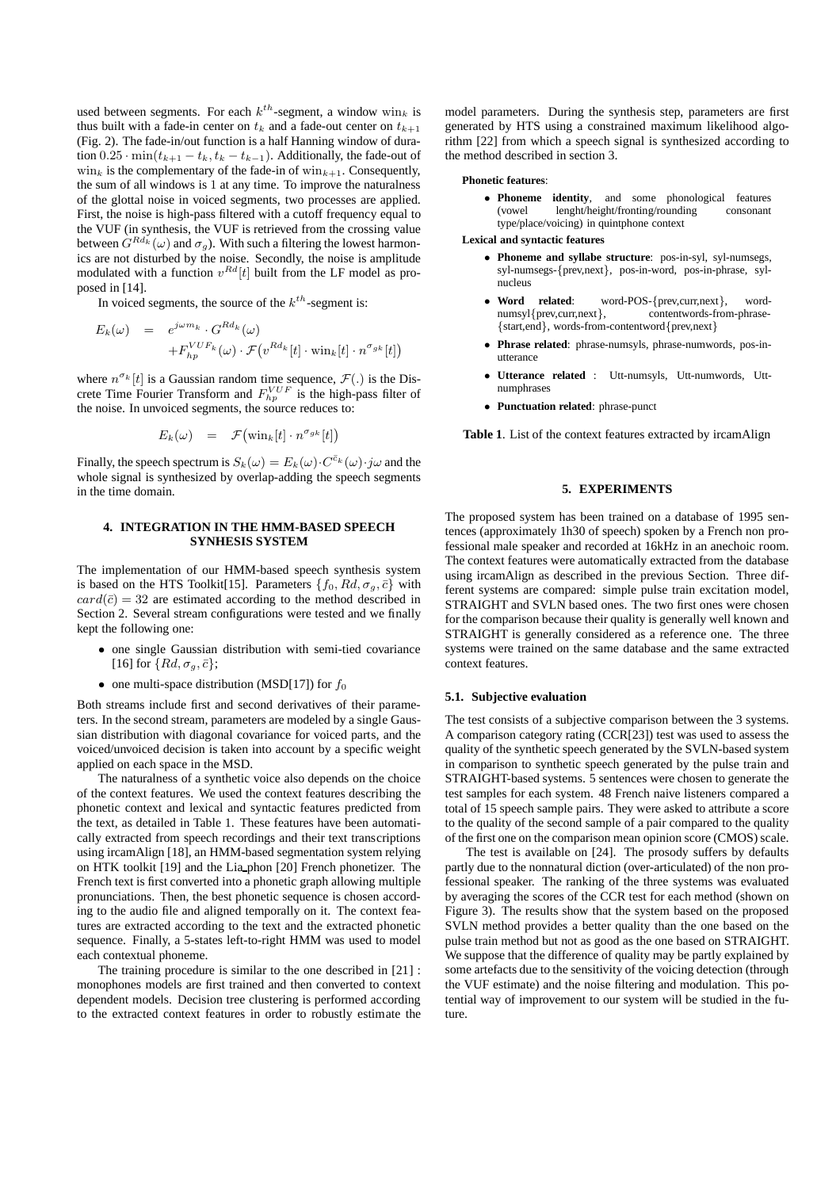used between segments. For each $k^{th}$-segment, a window $\text{win}_k$ is thus built with a fade-in center on $t_k$ and a fade-out center on $t_{k+1}$ (Fig. 2). The fade-in/out function is a half Hanning window of duration $0.25 \cdot \min(t_{k+1} - t_k, t_k - t_{k-1})$. Additionally, the fade-out of $\text{win}_k$ is the complementary of the fade-in of $\text{win}_{k+1}$. Consequently, the sum of all windows is 1 at any time. To improve the naturalness of the glottal noise in voiced segments, two processes are applied. First, the noise is high-pass filtered with a cutoff frequency equal to the VUF (in synthesis, the VUF is retrieved from the crossing value between $G^{Rd_k}(\omega)$ and $\sigma_g$). With such a filtering the lowest harmonics are not disturbed by the noise. Secondly, the noise is amplitude modulated with a function $v^{Rd}[t]$ built from the LF model as proposed in [14].

In voiced segments, the source of the $k^{th}$-segment is:

$$\begin{aligned} E_k(\omega) &= e^{j\omega m_k} \cdot G^{Rd_k}(\omega) \\ &\quad + F_{hp}^{VUF_k}(\omega) \cdot \mathcal{F}\big(v^{Rd_k}[t] \cdot \text{win}_k[t] \cdot n^{\sigma_{gk}}[t]\big) \end{aligned}$$

where $n^{\sigma_k}[t]$ is a Gaussian random time sequence, $\mathcal{F}(.)$ is the Discrete Time Fourier Transform and $F_{hp}^{VUF}$ is the high-pass filter of the noise. In unvoiced segments, the source reduces to:

$$E_k(\omega) = \mathcal{F}\big(\text{win}_k[t] \cdot n^{\sigma_{gk}}[t]\big)$$

Finally, the speech spectrum is $S_k(\omega) = E_k(\omega) \cdot C^{\bar{c}_k}(\omega) \cdot j\omega$ and the whole signal is synthesized by overlap-adding the speech segments in the time domain.

## 4. INTEGRATION IN THE HMM-BASED SPEECH SYNHESIS SYSTEM

The implementation of our HMM-based speech synthesis system is based on the HTS Toolkit[15]. Parameters $\{f_0, Rd, \sigma_g, \bar{c}\}$ with $card(\bar{c}) = 32$ are estimated according to the method described in Section 2. Several stream configurations were tested and we finally kept the following one:

- one single Gaussian distribution with semi-tied covariance [16] for $\{Rd, \sigma_g, \bar{c}\}$;
- one multi-space distribution (MSD[17]) for $f_0$

Both streams include first and second derivatives of their parameters. In the second stream, parameters are modeled by a single Gaussian distribution with diagonal covariance for voiced parts, and the voiced/unvoiced decision is taken into account by a specific weight applied on each space in the MSD.

The naturalness of a synthetic voice also depends on the choice of the context features. We used the context features describing the phonetic context and lexical and syntactic features predicted from the text, as detailed in Table 1. These features have been automatically extracted from speech recordings and their text transcriptions using ircamAlign [18], an HMM-based segmentation system relying on HTK toolkit [19] and the Lia_phon [20] French phonetizer. The French text is first converted into a phonetic graph allowing multiple pronunciations. Then, the best phonetic sequence is chosen according to the audio file and aligned temporally on it. The context features are extracted according to the text and the extracted phonetic sequence. Finally, a 5-states left-to-right HMM was used to model each contextual phoneme.

The training procedure is similar to the one described in [21] : monophones models are first trained and then converted to context dependent models. Decision tree clustering is performed according to the extracted context features in order to robustly estimate the model parameters. During the synthesis step, parameters are first generated by HTS using a constrained maximum likelihood algorithm [22] from which a speech signal is synthesized according to the method described in section 3.

**Phonetic features**:

- **Phoneme identity**, and some phonological features (vowel lenght/height/fronting/rounding consonant type/place/voicing) in quintphone context

**Lexical and syntactic features**

- **Phoneme and syllabe structure**: pos-in-syl, syl-numsegs, syl-numsegs-{prev,next}, pos-in-word, pos-in-phrase, syl-nucleus
- **Word related**: word-POS-{prev,curr,next}, word-numsyl{prev,curr,next}, contentwords-from-phrase-{start,end}, words-from-contentword{prev,next}
- **Phrase related**: phrase-numsyls, phrase-numwords, pos-in-utterance
- **Utterance related** : Utt-numsyls, Utt-numwords, Utt-numphrases
- **Punctuation related**: phrase-punct

**Table 1**. List of the context features extracted by ircamAlign

## 5. EXPERIMENTS

The proposed system has been trained on a database of 1995 sentences (approximately 1h30 of speech) spoken by a French non professional male speaker and recorded at 16kHz in an anechoic room. The context features were automatically extracted from the database using ircamAlign as described in the previous Section. Three different systems are compared: simple pulse train excitation model, STRAIGHT and SVLN based ones. The two first ones were chosen for the comparison because their quality is generally well known and STRAIGHT is generally considered as a reference one. The three systems were trained on the same database and the same extracted context features.

### 5.1. Subjective evaluation

The test consists of a subjective comparison between the 3 systems. A comparison category rating (CCR[23]) test was used to assess the quality of the synthetic speech generated by the SVLN-based system in comparison to synthetic speech generated by the pulse train and STRAIGHT-based systems. 5 sentences were chosen to generate the test samples for each system. 48 French naive listeners compared a total of 15 speech sample pairs. They were asked to attribute a score to the quality of the second sample of a pair compared to the quality of the first one on the comparison mean opinion score (CMOS) scale.

The test is available on [24]. The prosody suffers by defaults partly due to the nonnatural diction (over-articulated) of the non professional speaker. The ranking of the three systems was evaluated by averaging the scores of the CCR test for each method (shown on Figure 3). The results show that the system based on the proposed SVLN method provides a better quality than the one based on the pulse train method but not as good as the one based on STRAIGHT. We suppose that the difference of quality may be partly explained by some artefacts due to the sensitivity of the voicing detection (through the VUF estimate) and the noise filtering and modulation. This potential way of improvement to our system will be studied in the future.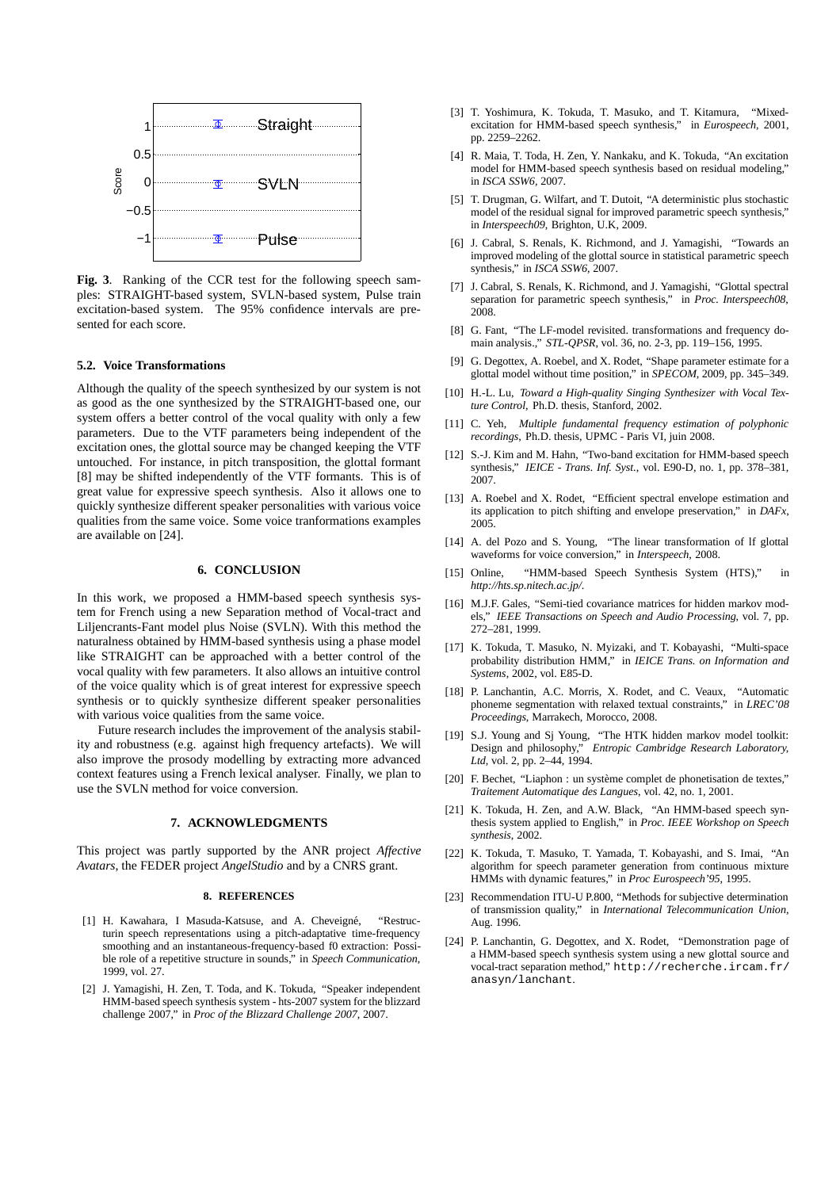Score

1 Straight

0.5

0 SVLN

−0.5

−1 Pulse

**Fig. 3**. Ranking of the CCR test for the following speech samples: STRAIGHT-based system, SVLN-based system, Pulse train excitation-based system. The 95% confidence intervals are presented for each score.

### 5.2. Voice Transformations

Although the quality of the speech synthesized by our system is not as good as the one synthesized by the STRAIGHT-based one, our system offers a better control of the vocal quality with only a few parameters. Due to the VTF parameters being independent of the excitation ones, the glottal source may be changed keeping the VTF untouched. For instance, in pitch transposition, the glottal formant [8] may be shifted independently of the VTF formants. This is of great value for expressive speech synthesis. Also it allows one to quickly synthesize different speaker personalities with various voice qualities from the same voice. Some voice tranformations examples are available on [24].

## 6. CONCLUSION

In this work, we proposed a HMM-based speech synthesis system for French using a new Separation method of Vocal-tract and Liljencrants-Fant model plus Noise (SVLN). With this method the naturalness obtained by HMM-based synthesis using a phase model like STRAIGHT can be approached with a better control of the vocal quality with few parameters. It also allows an intuitive control of the voice quality which is of great interest for expressive speech synthesis or to quickly synthesize different speaker personalities with various voice qualities from the same voice.

Future research includes the improvement of the analysis stability and robustness (e.g. against high frequency artefacts). We will also improve the prosody modelling by extracting more advanced context features using a French lexical analyser. Finally, we plan to use the SVLN method for voice conversion.

## 7. ACKNOWLEDGMENTS

This project was partly supported by the ANR project *Affective Avatars*, the FEDER project *AngelStudio* and by a CNRS grant.

## 8. REFERENCES

[1] H. Kawahara, I Masuda-Katsuse, and A. Cheveigné, "Restructurin speech representations using a pitch-adaptative time-frequency smoothing and an instantaneous-frequency-based f0 extraction: Possible role of a repetitive structure in sounds," in *Speech Communication*, 1999, vol. 27.

[2] J. Yamagishi, H. Zen, T. Toda, and K. Tokuda, "Speaker independent HMM-based speech synthesis system - hts-2007 system for the blizzard challenge 2007," in *Proc of the Blizzard Challenge 2007*, 2007.

[3] T. Yoshimura, K. Tokuda, T. Masuko, and T. Kitamura, "Mixed-excitation for HMM-based speech synthesis," in *Eurospeech*, 2001, pp. 2259–2262.

[4] R. Maia, T. Toda, H. Zen, Y. Nankaku, and K. Tokuda, "An excitation model for HMM-based speech synthesis based on residual modeling," in *ISCA SSW6*, 2007.

[5] T. Drugman, G. Wilfart, and T. Dutoit, "A deterministic plus stochastic model of the residual signal for improved parametric speech synthesis," in *Interspeech09*, Brighton, U.K, 2009.

[6] J. Cabral, S. Renals, K. Richmond, and J. Yamagishi, "Towards an improved modeling of the glottal source in statistical parametric speech synthesis," in *ISCA SSW6*, 2007.

[7] J. Cabral, S. Renals, K. Richmond, and J. Yamagishi, "Glottal spectral separation for parametric speech synthesis," in *Proc. Interspeech08*, 2008.

[8] G. Fant, "The LF-model revisited. transformations and frequency domain analysis.," *STL-QPSR*, vol. 36, no. 2-3, pp. 119–156, 1995.

[9] G. Degottex, A. Roebel, and X. Rodet, "Shape parameter estimate for a glottal model without time position," in *SPECOM*, 2009, pp. 345–349.

[10] H.-L. Lu, *Toward a High-quality Singing Synthesizer with Vocal Texture Control*, Ph.D. thesis, Stanford, 2002.

[11] C. Yeh, *Multiple fundamental frequency estimation of polyphonic recordings*, Ph.D. thesis, UPMC - Paris VI, juin 2008.

[12] S.-J. Kim and M. Hahn, "Two-band excitation for HMM-based speech synthesis," *IEICE - Trans. Inf. Syst.*, vol. E90-D, no. 1, pp. 378–381, 2007.

[13] A. Roebel and X. Rodet, "Efficient spectral envelope estimation and its application to pitch shifting and envelope preservation," in *DAFx*, 2005.

[14] A. del Pozo and S. Young, "The linear transformation of lf glottal waveforms for voice conversion," in *Interspeech*, 2008.

[15] Online, "HMM-based Speech Synthesis System (HTS)," in *http://hts.sp.nitech.ac.jp/*.

[16] M.J.F. Gales, "Semi-tied covariance matrices for hidden markov models," *IEEE Transactions on Speech and Audio Processing*, vol. 7, pp. 272–281, 1999.

[17] K. Tokuda, T. Masuko, N. Myizaki, and T. Kobayashi, "Multi-space probability distribution HMM," in *IEICE Trans. on Information and Systems*, 2002, vol. E85-D.

[18] P. Lanchantin, A.C. Morris, X. Rodet, and C. Veaux, "Automatic phoneme segmentation with relaxed textual constraints," in *LREC'08 Proceedings*, Marrakech, Morocco, 2008.

[19] S.J. Young and Sj Young, "The HTK hidden markov model toolkit: Design and philosophy," *Entropic Cambridge Research Laboratory, Ltd*, vol. 2, pp. 2–44, 1994.

[20] F. Bechet, "Liaphon : un système complet de phonetisation de textes," *Traitement Automatique des Langues*, vol. 42, no. 1, 2001.

[21] K. Tokuda, H. Zen, and A.W. Black, "An HMM-based speech synthesis system applied to English," in *Proc. IEEE Workshop on Speech synthesis*, 2002.

[22] K. Tokuda, T. Masuko, T. Yamada, T. Kobayashi, and S. Imai, "An algorithm for speech parameter generation from continuous mixture HMMs with dynamic features," in *Proc Eurospeech'95*, 1995.

[23] Recommendation ITU-U P.800, "Methods for subjective determination of transmission quality," in *International Telecommunication Union*, Aug. 1996.

[24] P. Lanchantin, G. Degottex, and X. Rodet, "Demonstration page of a HMM-based speech synthesis system using a new glottal source and vocal-tract separation method," `http://recherche.ircam.fr/anasyn/lanchant`.